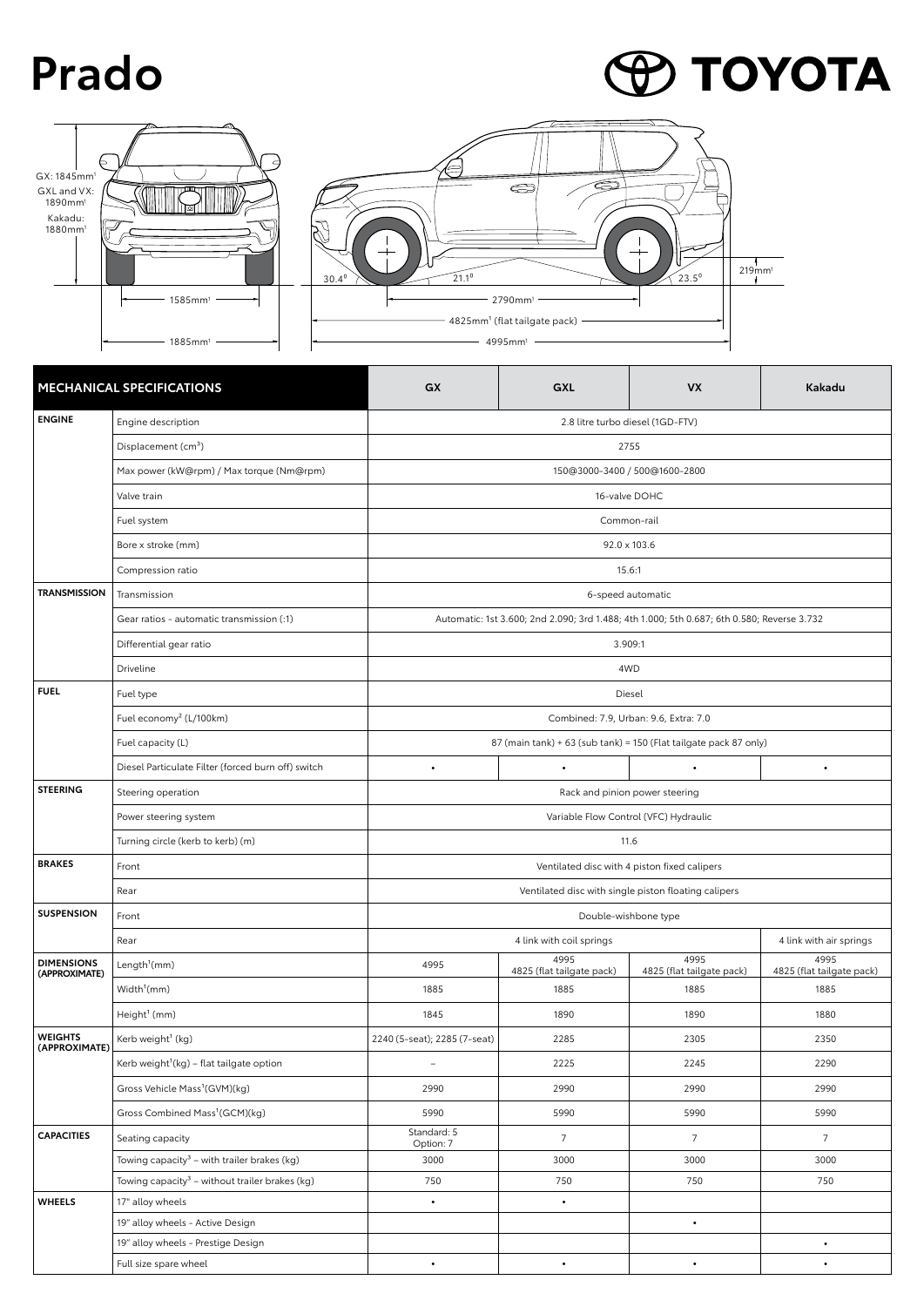# Prado

TOYOTA

GX: 1845mm[1]
GXL and VX: 1890mm[1]
Kakadu: 1880mm[1]

1585mm[1]

1885mm[1]

30.4°   21.1°   23.5°   219mm[1]

2790mm[1]

4825mm[1] (flat tailgate pack)

4995mm[1]

| MECHANICAL SPECIFICATIONS | | GX | GXL | VX | Kakadu |
|---|---|---|---|---|---|
| **ENGINE** | Engine description | 2.8 litre turbo diesel (1GD-FTV) | | | |
| | Displacement (cm$^3$) | 2755 | | | |
| | Max power (kW@rpm) / Max torque (Nm@rpm) | 150@3000-3400 / 500@1600-2800 | | | |
| | Valve train | 16-valve DOHC | | | |
| | Fuel system | Common-rail | | | |
| | Bore x stroke (mm) | 92.0 x 103.6 | | | |
| | Compression ratio | 15.6:1 | | | |
| **TRANSMISSION** | Transmission | 6-speed automatic | | | |
| | Gear ratios - automatic transmission (:1) | Automatic: 1st 3.600; 2nd 2.090; 3rd 1.488; 4th 1.000; 5th 0.687; 6th 0.580; Reverse 3.732 | | | |
| | Differential gear ratio | 3.909:1 | | | |
| | Driveline | 4WD | | | |
| **FUEL** | Fuel type | Diesel | | | |
| | Fuel economy[2] (L/100km) | Combined: 7.9, Urban: 9.6, Extra: 7.0 | | | |
| | Fuel capacity (L) | 87 (main tank) + 63 (sub tank) = 150 (Flat tailgate pack 87 only) | | | |
| | Diesel Particulate Filter (forced burn off) switch | • | • | • | • |
| **STEERING** | Steering operation | Rack and pinion power steering | | | |
| | Power steering system | Variable Flow Control (VFC) Hydraulic | | | |
| | Turning circle (kerb to kerb) (m) | 11.6 | | | |
| **BRAKES** | Front | Ventilated disc with 4 piston fixed calipers | | | |
| | Rear | Ventilated disc with single piston floating calipers | | | |
| **SUSPENSION** | Front | Double-wishbone type | | | |
| | Rear | 4 link with coil springs | | | 4 link with air springs |
| **DIMENSIONS (APPROXIMATE)** | Length[1](mm) | 4995 | 4995<br>4825 (flat tailgate pack) | 4995<br>4825 (flat tailgate pack) | 4995<br>4825 (flat tailgate pack) |
| | Width[1](mm) | 1885 | 1885 | 1885 | 1885 |
| | Height[1] (mm) | 1845 | 1890 | 1890 | 1880 |
| **WEIGHTS (APPROXIMATE)** | Kerb weight[1] (kg) | 2240 (5-seat); 2285 (7-seat) | 2285 | 2305 | 2350 |
| | Kerb weight[1](kg) – flat tailgate option | – | 2225 | 2245 | 2290 |
| | Gross Vehicle Mass[1](GVM)(kg) | 2990 | 2990 | 2990 | 2990 |
| | Gross Combined Mass[1](GCM)(kg) | 5990 | 5990 | 5990 | 5990 |
| **CAPACITIES** | Seating capacity | Standard: 5<br>Option: 7 | 7 | 7 | 7 |
| | Towing capacity[3] – with trailer brakes (kg) | 3000 | 3000 | 3000 | 3000 |
| | Towing capacity[3] – without trailer brakes (kg) | 750 | 750 | 750 | 750 |
| **WHEELS** | 17" alloy wheels | • | • | | |
| | 19" alloy wheels - Active Design | | | • | |
| | 19" alloy wheels - Prestige Design | | | | • |
| | Full size spare wheel | • | • | • | • |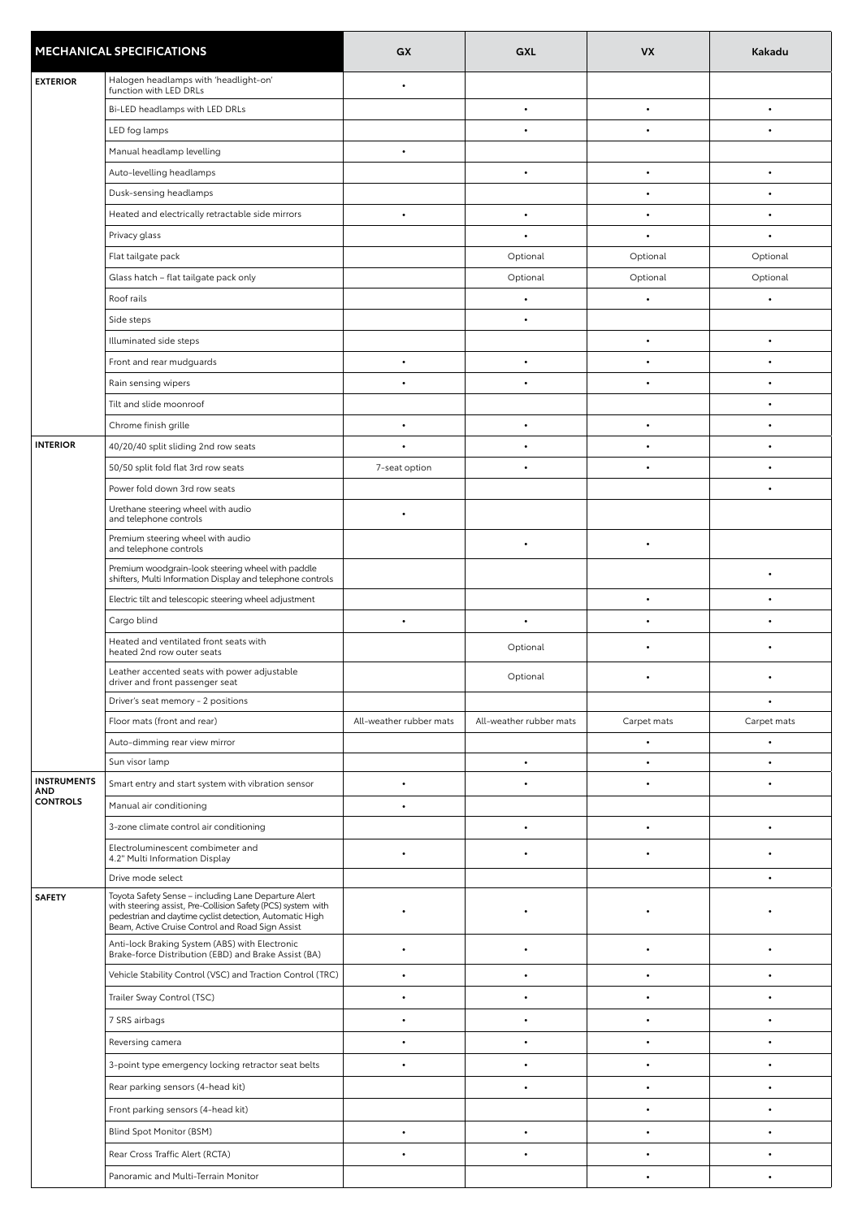| MECHANICAL SPECIFICATIONS | | GX | GXL | VX | Kakadu |
|---|---|---|---|---|---|
| EXTERIOR | Halogen headlamps with 'headlight-on' function with LED DRLs | • | | | |
| | Bi-LED headlamps with LED DRLs | | • | • | • |
| | LED fog lamps | | • | • | • |
| | Manual headlamp levelling | • | | | |
| | Auto-levelling headlamps | | • | • | • |
| | Dusk-sensing headlamps | | | • | • |
| | Heated and electrically retractable side mirrors | • | • | • | • |
| | Privacy glass | | • | • | • |
| | Flat tailgate pack | | Optional | Optional | Optional |
| | Glass hatch – flat tailgate pack only | | Optional | Optional | Optional |
| | Roof rails | | • | • | • |
| | Side steps | | • | | |
| | Illuminated side steps | | | • | • |
| | Front and rear mudguards | • | • | • | • |
| | Rain sensing wipers | • | • | • | • |
| | Tilt and slide moonroof | | | | • |
| | Chrome finish grille | • | • | • | • |
| INTERIOR | 40/20/40 split sliding 2nd row seats | • | • | • | • |
| | 50/50 split fold flat 3rd row seats | 7-seat option | • | • | • |
| | Power fold down 3rd row seats | | | | • |
| | Urethane steering wheel with audio and telephone controls | • | | | |
| | Premium steering wheel with audio and telephone controls | | • | • | |
| | Premium woodgrain-look steering wheel with paddle shifters, Multi Information Display and telephone controls | | | | • |
| | Electric tilt and telescopic steering wheel adjustment | | | • | • |
| | Cargo blind | • | • | • | • |
| | Heated and ventilated front seats with heated 2nd row outer seats | | Optional | • | • |
| | Leather accented seats with power adjustable driver and front passenger seat | | Optional | • | • |
| | Driver's seat memory - 2 positions | | | | • |
| | Floor mats (front and rear) | All-weather rubber mats | All-weather rubber mats | Carpet mats | Carpet mats |
| | Auto-dimming rear view mirror | | | • | • |
| | Sun visor lamp | | • | • | • |
| INSTRUMENTS AND CONTROLS | Smart entry and start system with vibration sensor | • | • | • | • |
| | Manual air conditioning | • | | | |
| | 3-zone climate control air conditioning | | • | • | • |
| | Electroluminescent combimeter and 4.2" Multi Information Display | • | • | • | • |
| | Drive mode select | | | | • |
| SAFETY | Toyota Safety Sense – including Lane Departure Alert with steering assist, Pre-Collision Safety (PCS) system with pedestrian and daytime cyclist detection, Automatic High Beam, Active Cruise Control and Road Sign Assist | • | • | • | • |
| | Anti-lock Braking System (ABS) with Electronic Brake-force Distribution (EBD) and Brake Assist (BA) | • | • | • | • |
| | Vehicle Stability Control (VSC) and Traction Control (TRC) | • | • | • | • |
| | Trailer Sway Control (TSC) | • | • | • | • |
| | 7 SRS airbags | • | • | • | • |
| | Reversing camera | • | • | • | • |
| | 3-point type emergency locking retractor seat belts | • | • | • | • |
| | Rear parking sensors (4-head kit) | | • | • | • |
| | Front parking sensors (4-head kit) | | | • | • |
| | Blind Spot Monitor (BSM) | • | • | • | • |
| | Rear Cross Traffic Alert (RCTA) | • | • | • | • |
| | Panoramic and Multi-Terrain Monitor | | | • | • |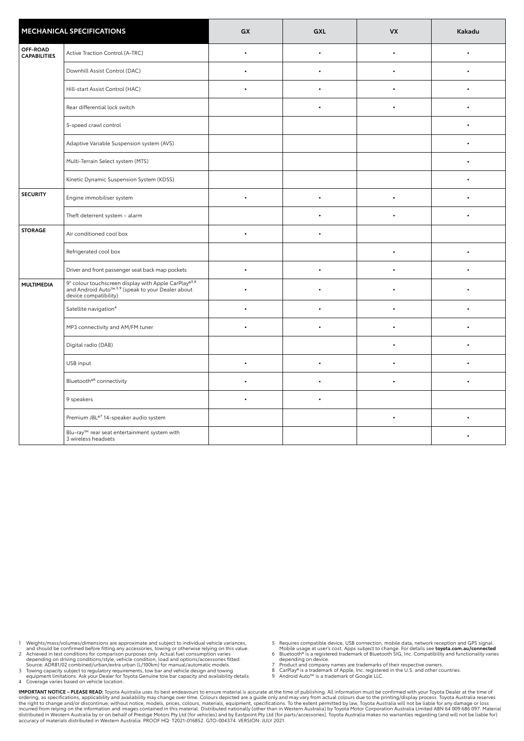| MECHANICAL SPECIFICATIONS | | GX | GXL | VX | Kakadu |
|---|---|---|---|---|---|
| OFF-ROAD CAPABILITIES | Active Traction Control (A-TRC) | • | • | • | • |
| | Downhill Assist Control (DAC) | • | • | • | • |
| | Hill-start Assist Control (HAC) | • | • | • | • |
| | Rear differential lock switch | | • | • | • |
| | 5-speed crawl control | | | | • |
| | Adaptive Variable Suspension system (AVS) | | | | • |
| | Multi-Terrain Select system (MTS) | | | | • |
| | Kinetic Dynamic Suspension System (KDSS) | | | | • |
| SECURITY | Engine immobiliser system | • | • | • | • |
| | Theft deterrent system – alarm | | • | • | • |
| STORAGE | Air conditioned cool box | • | • | | |
| | Refrigerated cool box | | | • | • |
| | Driver and front passenger seat back map pockets | • | • | • | • |
| MULTIMEDIA | 9" colour touchscreen display with Apple CarPlay®[5,8] and Android Auto™[5,9] (speak to your Dealer about device compatibility) | • | • | • | • |
| | Satellite navigation[4] | • | • | • | • |
| | MP3 connectivity and AM/FM tuner | • | • | • | • |
| | Digital radio (DAB) | | | • | • |
| | USB input | • | • | • | • |
| | Bluetooth®[6] connectivity | • | • | • | • |
| | 9 speakers | • | • | | |
| | Premium JBL®[7] 14-speaker audio system | | | • | • |
| | Blu-ray™ rear seat entertainment system with 3 wireless headsets | | | | • |

1 Weights/mass/volumes/dimensions are approximate and subject to individual vehicle variances, and should be confirmed before fitting any accessories, towing or otherwise relying on this value.
2 Achieved in test conditions for comparison purposes only. Actual fuel consumption varies depending on driving conditions/style, vehicle condition, load and options/accessories fitted. Source: ADR81/02 combined/urban/extra urban (L/100km) for manual/automatic models.
3 Towing capacity subject to regulatory requirements, tow bar and vehicle design and towing equipment limitations. Ask your Dealer for Toyota Genuine tow bar capacity and availability details.
4 Coverage varies based on vehicle location.
5 Requires compatible device, USB connection, mobile data, network reception and GPS signal. Mobile usage at user's cost. Apps subject to change. For details see **toyota.com.au/connected**
6 Bluetooth® is a registered trademark of Bluetooth SIG, Inc. Compatibility and functionality varies depending on device.
7 Product and company names are trademarks of their respective owners.
8 CarPlay® is a trademark of Apple, Inc. registered in the U.S. and other countries.
9 Android Auto™ is a trademark of Google LLC.

**IMPORTANT NOTICE – PLEASE READ:** Toyota Australia uses its best endeavours to ensure material is accurate at the time of publishing. All information must be confirmed with your Toyota Dealer at the time of ordering, as specifications, applicability and availability may change over time. Colours depicted are a guide only and may vary from actual colours due to the printing/display process. Toyota Australia reserves the right to change and/or discontinue, without notice, models, prices, colours, materials, equipment, specifications. To the extent permitted by law, Toyota Australia will not be liable for any damage or loss incurred from relying on the information and images contained in this material. Distributed nationally (other than in Western Australia) by Toyota Motor Corporation Australia Limited ABN 64 009 686 097. Material distributed in Western Australia by or on behalf of Prestige Motors Pty Ltd (for vehicles) and by Eastpoint Pty Ltd (for parts/accessories). Toyota Australia makes no warranties regarding (and will not be liable for) accuracy of materials distributed in Western Australia. PROOF HQ: T2021-016852. GTO-004374. VERSION: JULY 2021.